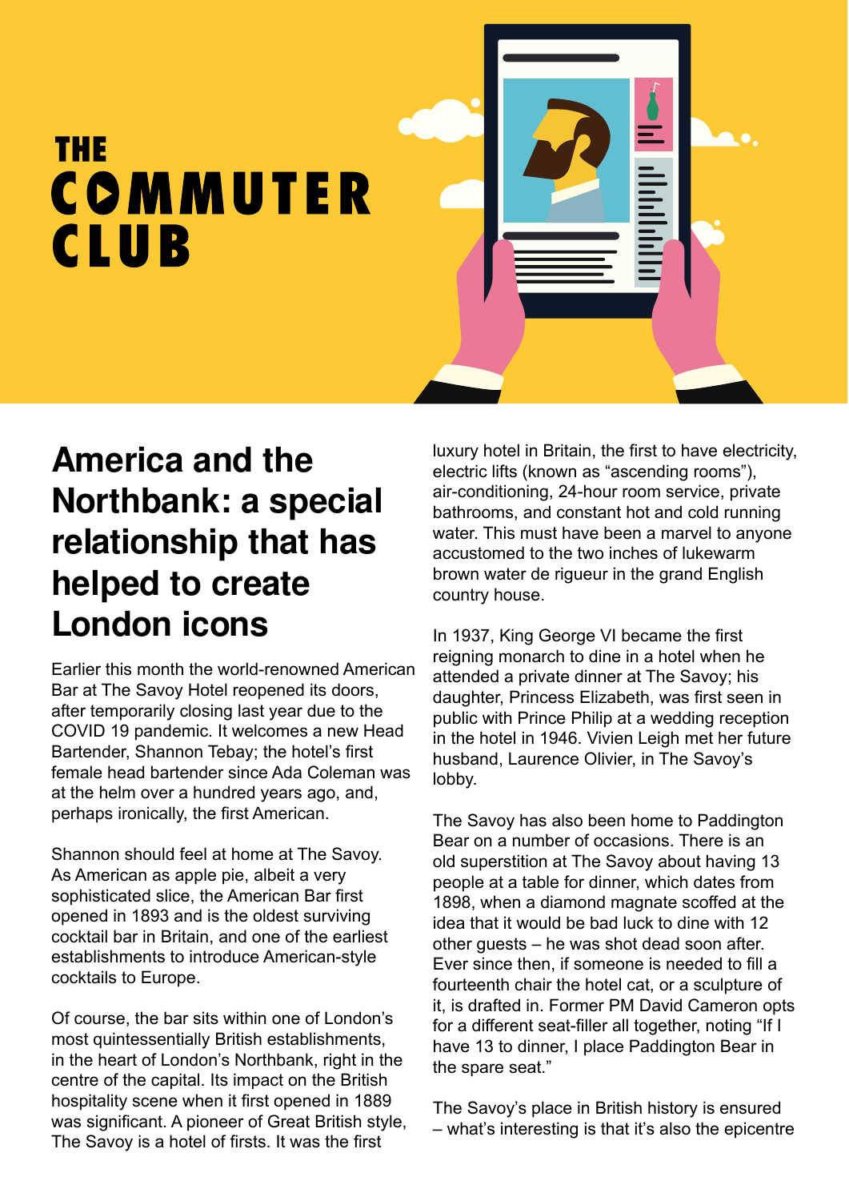# THE COMMUTER CLUB

## America and the Northbank: a special relationship that has helped to create London icons

Earlier this month the world-renowned American Bar at The Savoy Hotel reopened its doors, after temporarily closing last year due to the COVID 19 pandemic. It welcomes a new Head Bartender, Shannon Tebay; the hotel's first female head bartender since Ada Coleman was at the helm over a hundred years ago, and, perhaps ironically, the first American.

Shannon should feel at home at The Savoy. As American as apple pie, albeit a very sophisticated slice, the American Bar first opened in 1893 and is the oldest surviving cocktail bar in Britain, and one of the earliest establishments to introduce American-style cocktails to Europe.

Of course, the bar sits within one of London's most quintessentially British establishments, in the heart of London's Northbank, right in the centre of the capital. Its impact on the British hospitality scene when it first opened in 1889 was significant. A pioneer of Great British style, The Savoy is a hotel of firsts. It was the first luxury hotel in Britain, the first to have electricity, electric lifts (known as "ascending rooms"), air-conditioning, 24-hour room service, private bathrooms, and constant hot and cold running water. This must have been a marvel to anyone accustomed to the two inches of lukewarm brown water de rigueur in the grand English country house.

In 1937, King George VI became the first reigning monarch to dine in a hotel when he attended a private dinner at The Savoy; his daughter, Princess Elizabeth, was first seen in public with Prince Philip at a wedding reception in the hotel in 1946. Vivien Leigh met her future husband, Laurence Olivier, in The Savoy's lobby.

The Savoy has also been home to Paddington Bear on a number of occasions. There is an old superstition at The Savoy about having 13 people at a table for dinner, which dates from 1898, when a diamond magnate scoffed at the idea that it would be bad luck to dine with 12 other guests – he was shot dead soon after. Ever since then, if someone is needed to fill a fourteenth chair the hotel cat, or a sculpture of it, is drafted in. Former PM David Cameron opts for a different seat-filler all together, noting "If I have 13 to dinner, I place Paddington Bear in the spare seat."

The Savoy's place in British history is ensured – what's interesting is that it's also the epicentre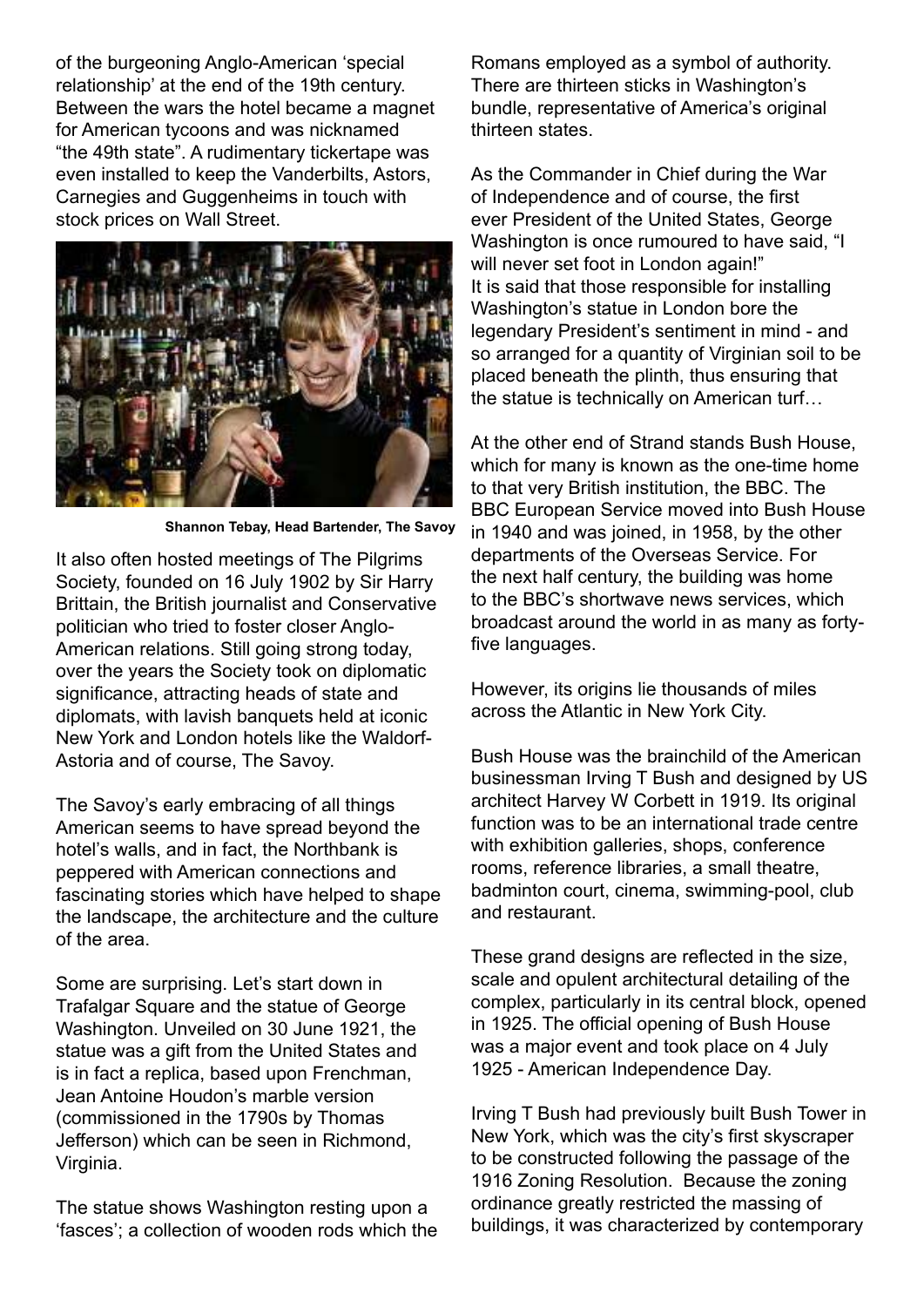of the burgeoning Anglo-American 'special relationship' at the end of the 19th century. Between the wars the hotel became a magnet for American tycoons and was nicknamed "the 49th state". A rudimentary tickertape was even installed to keep the Vanderbilts, Astors, Carnegies and Guggenheims in touch with stock prices on Wall Street.

**Shannon Tebay, Head Bartender, The Savoy**

It also often hosted meetings of The Pilgrims Society, founded on 16 July 1902 by Sir Harry Brittain, the British journalist and Conservative politician who tried to foster closer Anglo-American relations. Still going strong today, over the years the Society took on diplomatic significance, attracting heads of state and diplomats, with lavish banquets held at iconic New York and London hotels like the Waldorf-Astoria and of course, The Savoy.

The Savoy's early embracing of all things American seems to have spread beyond the hotel's walls, and in fact, the Northbank is peppered with American connections and fascinating stories which have helped to shape the landscape, the architecture and the culture of the area.

Some are surprising. Let's start down in Trafalgar Square and the statue of George Washington. Unveiled on 30 June 1921, the statue was a gift from the United States and is in fact a replica, based upon Frenchman, Jean Antoine Houdon's marble version (commissioned in the 1790s by Thomas Jefferson) which can be seen in Richmond, Virginia.

The statue shows Washington resting upon a 'fasces'; a collection of wooden rods which the Romans employed as a symbol of authority. There are thirteen sticks in Washington's bundle, representative of America's original thirteen states.

As the Commander in Chief during the War of Independence and of course, the first ever President of the United States, George Washington is once rumoured to have said, "I will never set foot in London again!" It is said that those responsible for installing Washington's statue in London bore the legendary President's sentiment in mind - and so arranged for a quantity of Virginian soil to be placed beneath the plinth, thus ensuring that the statue is technically on American turf…

At the other end of Strand stands Bush House, which for many is known as the one-time home to that very British institution, the BBC. The BBC European Service moved into Bush House in 1940 and was joined, in 1958, by the other departments of the Overseas Service. For the next half century, the building was home to the BBC's shortwave news services, which broadcast around the world in as many as forty-five languages.

However, its origins lie thousands of miles across the Atlantic in New York City.

Bush House was the brainchild of the American businessman Irving T Bush and designed by US architect Harvey W Corbett in 1919. Its original function was to be an international trade centre with exhibition galleries, shops, conference rooms, reference libraries, a small theatre, badminton court, cinema, swimming-pool, club and restaurant.

These grand designs are reflected in the size, scale and opulent architectural detailing of the complex, particularly in its central block, opened in 1925. The official opening of Bush House was a major event and took place on 4 July 1925 - American Independence Day.

Irving T Bush had previously built Bush Tower in New York, which was the city's first skyscraper to be constructed following the passage of the 1916 Zoning Resolution. Because the zoning ordinance greatly restricted the massing of buildings, it was characterized by contemporary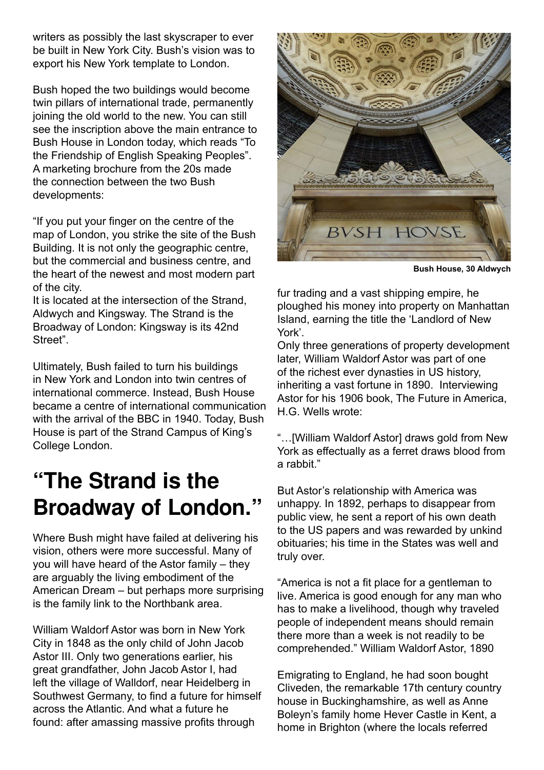writers as possibly the last skyscraper to ever be built in New York City. Bush's vision was to export his New York template to London.

Bush hoped the two buildings would become twin pillars of international trade, permanently joining the old world to the new. You can still see the inscription above the main entrance to Bush House in London today, which reads "To the Friendship of English Speaking Peoples". A marketing brochure from the 20s made the connection between the two Bush developments:

"If you put your finger on the centre of the map of London, you strike the site of the Bush Building. It is not only the geographic centre, but the commercial and business centre, and the heart of the newest and most modern part of the city.
It is located at the intersection of the Strand, Aldwych and Kingsway. The Strand is the Broadway of London: Kingsway is its 42nd Street".

Ultimately, Bush failed to turn his buildings in New York and London into twin centres of international commerce. Instead, Bush House became a centre of international communication with the arrival of the BBC in 1940. Today, Bush House is part of the Strand Campus of King's College London.

## "The Strand is the Broadway of London."

Where Bush might have failed at delivering his vision, others were more successful. Many of you will have heard of the Astor family – they are arguably the living embodiment of the American Dream – but perhaps more surprising is the family link to the Northbank area.

William Waldorf Astor was born in New York City in 1848 as the only child of John Jacob Astor III. Only two generations earlier, his great grandfather, John Jacob Astor I, had left the village of Walldorf, near Heidelberg in Southwest Germany, to find a future for himself across the Atlantic. And what a future he found: after amassing massive profits through fur trading and a vast shipping empire, he ploughed his money into property on Manhattan Island, earning the title the 'Landlord of New York'.

**Bush House, 30 Aldwych**

Only three generations of property development later, William Waldorf Astor was part of one of the richest ever dynasties in US history, inheriting a vast fortune in 1890. Interviewing Astor for his 1906 book, The Future in America, H.G. Wells wrote:

"…[William Waldorf Astor] draws gold from New York as effectually as a ferret draws blood from a rabbit."

But Astor's relationship with America was unhappy. In 1892, perhaps to disappear from public view, he sent a report of his own death to the US papers and was rewarded by unkind obituaries; his time in the States was well and truly over.

"America is not a fit place for a gentleman to live. America is good enough for any man who has to make a livelihood, though why traveled people of independent means should remain there more than a week is not readily to be comprehended." William Waldorf Astor, 1890

Emigrating to England, he had soon bought Cliveden, the remarkable 17th century country house in Buckinghamshire, as well as Anne Boleyn's family home Hever Castle in Kent, a home in Brighton (where the locals referred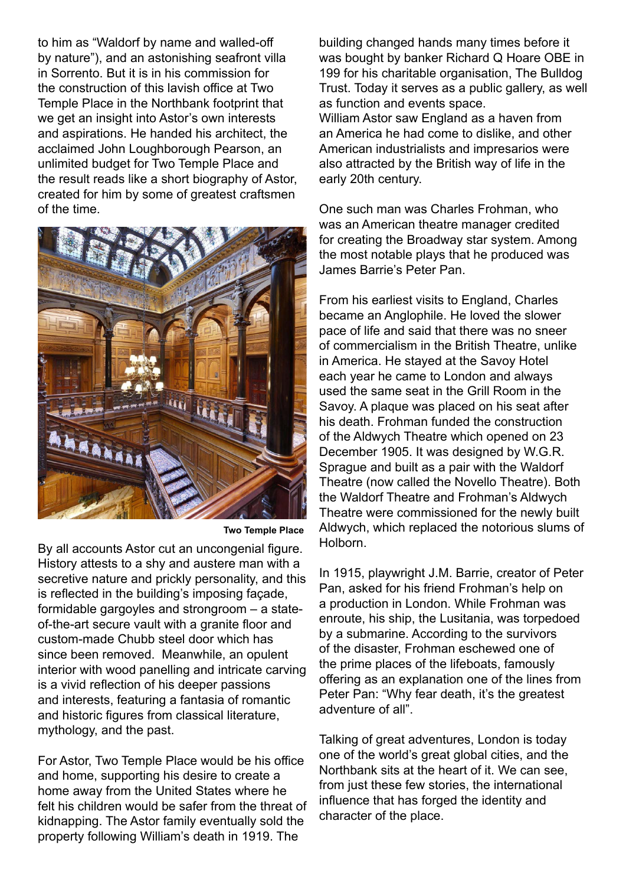to him as "Waldorf by name and walled-off by nature"), and an astonishing seafront villa in Sorrento. But it is in his commission for the construction of this lavish office at Two Temple Place in the Northbank footprint that we get an insight into Astor's own interests and aspirations. He handed his architect, the acclaimed John Loughborough Pearson, an unlimited budget for Two Temple Place and the result reads like a short biography of Astor, created for him by some of greatest craftsmen of the time.

**Two Temple Place**

By all accounts Astor cut an uncongenial figure. History attests to a shy and austere man with a secretive nature and prickly personality, and this is reflected in the building's imposing façade, formidable gargoyles and strongroom – a state-of-the-art secure vault with a granite floor and custom-made Chubb steel door which has since been removed. Meanwhile, an opulent interior with wood panelling and intricate carving is a vivid reflection of his deeper passions and interests, featuring a fantasia of romantic and historic figures from classical literature, mythology, and the past.

For Astor, Two Temple Place would be his office and home, supporting his desire to create a home away from the United States where he felt his children would be safer from the threat of kidnapping. The Astor family eventually sold the property following William's death in 1919. The building changed hands many times before it was bought by banker Richard Q Hoare OBE in 199 for his charitable organisation, The Bulldog Trust. Today it serves as a public gallery, as well as function and events space.
William Astor saw England as a haven from an America he had come to dislike, and other American industrialists and impresarios were also attracted by the British way of life in the early 20th century.

One such man was Charles Frohman, who was an American theatre manager credited for creating the Broadway star system. Among the most notable plays that he produced was James Barrie's Peter Pan.

From his earliest visits to England, Charles became an Anglophile. He loved the slower pace of life and said that there was no sneer of commercialism in the British Theatre, unlike in America. He stayed at the Savoy Hotel each year he came to London and always used the same seat in the Grill Room in the Savoy. A plaque was placed on his seat after his death. Frohman funded the construction of the Aldwych Theatre which opened on 23 December 1905. It was designed by W.G.R. Sprague and built as a pair with the Waldorf Theatre (now called the Novello Theatre). Both the Waldorf Theatre and Frohman's Aldwych Theatre were commissioned for the newly built Aldwych, which replaced the notorious slums of Holborn.

In 1915, playwright J.M. Barrie, creator of Peter Pan, asked for his friend Frohman's help on a production in London. While Frohman was enroute, his ship, the Lusitania, was torpedoed by a submarine. According to the survivors of the disaster, Frohman eschewed one of the prime places of the lifeboats, famously offering as an explanation one of the lines from Peter Pan: "Why fear death, it's the greatest adventure of all".

Talking of great adventures, London is today one of the world's great global cities, and the Northbank sits at the heart of it. We can see, from just these few stories, the international influence that has forged the identity and character of the place.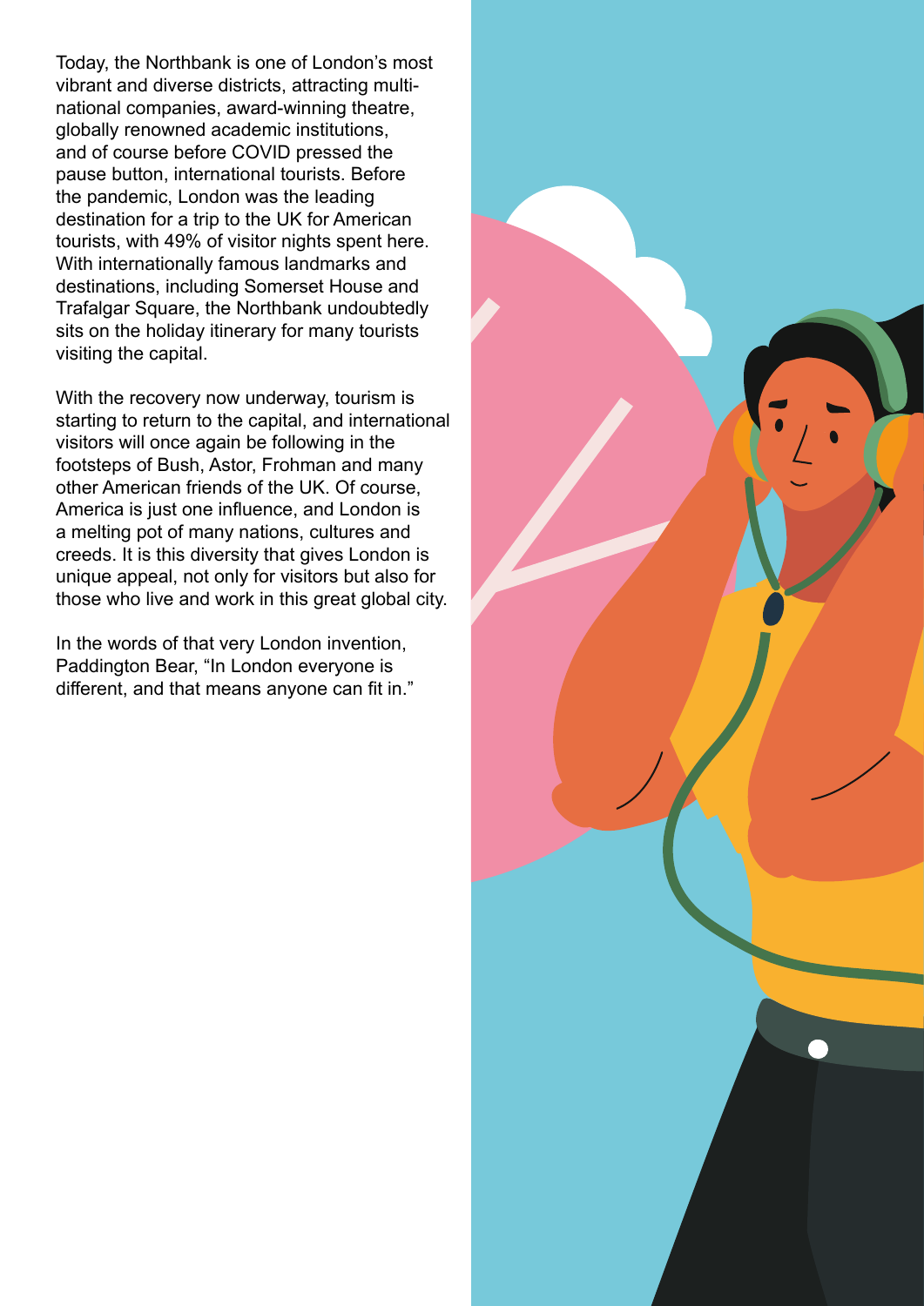Today, the Northbank is one of London's most vibrant and diverse districts, attracting multi-national companies, award-winning theatre, globally renowned academic institutions, and of course before COVID pressed the pause button, international tourists. Before the pandemic, London was the leading destination for a trip to the UK for American tourists, with 49% of visitor nights spent here. With internationally famous landmarks and destinations, including Somerset House and Trafalgar Square, the Northbank undoubtedly sits on the holiday itinerary for many tourists visiting the capital.

With the recovery now underway, tourism is starting to return to the capital, and international visitors will once again be following in the footsteps of Bush, Astor, Frohman and many other American friends of the UK. Of course, America is just one influence, and London is a melting pot of many nations, cultures and creeds. It is this diversity that gives London is unique appeal, not only for visitors but also for those who live and work in this great global city.

In the words of that very London invention, Paddington Bear, "In London everyone is different, and that means anyone can fit in."